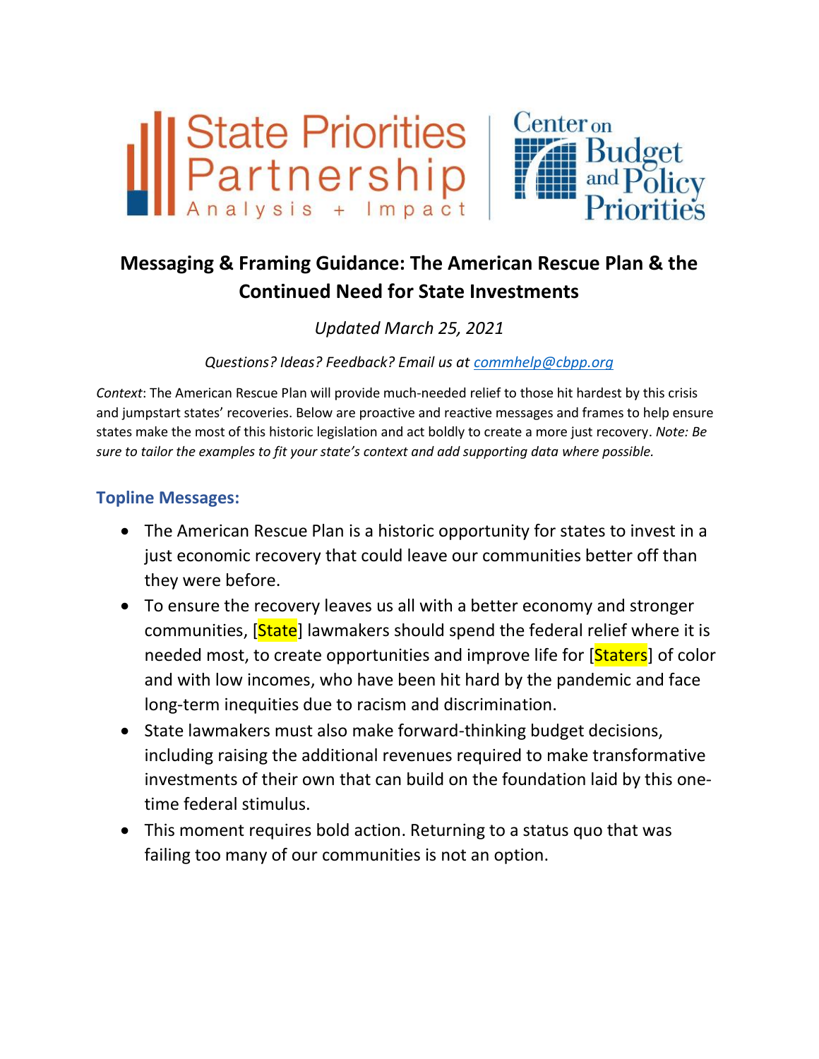# Messaging & Framing Guidance: The American Rescue Plan & the Continued Need for State Investments

*Updated March 25, 2021*

*Questions? Ideas? Feedback? Email us at [commhelp@cbpp.org](mailto:commhelp@cbpp.org)*

*Context*: The American Rescue Plan will provide much-needed relief to those hit hardest by this crisis and jumpstart states' recoveries. Below are proactive and reactive messages and frames to help ensure states make the most of this historic legislation and act boldly to create a more just recovery. *Note: Be sure to tailor the examples to fit your state's context and add supporting data where possible.*

## Topline Messages:

- The American Rescue Plan is a historic opportunity for states to invest in a just economic recovery that could leave our communities better off than they were before.
- To ensure the recovery leaves us all with a better economy and stronger communities, [State] lawmakers should spend the federal relief where it is needed most, to create opportunities and improve life for [Staters] of color and with low incomes, who have been hit hard by the pandemic and face long-term inequities due to racism and discrimination.
- State lawmakers must also make forward-thinking budget decisions, including raising the additional revenues required to make transformative investments of their own that can build on the foundation laid by this one-time federal stimulus.
- This moment requires bold action. Returning to a status quo that was failing too many of our communities is not an option.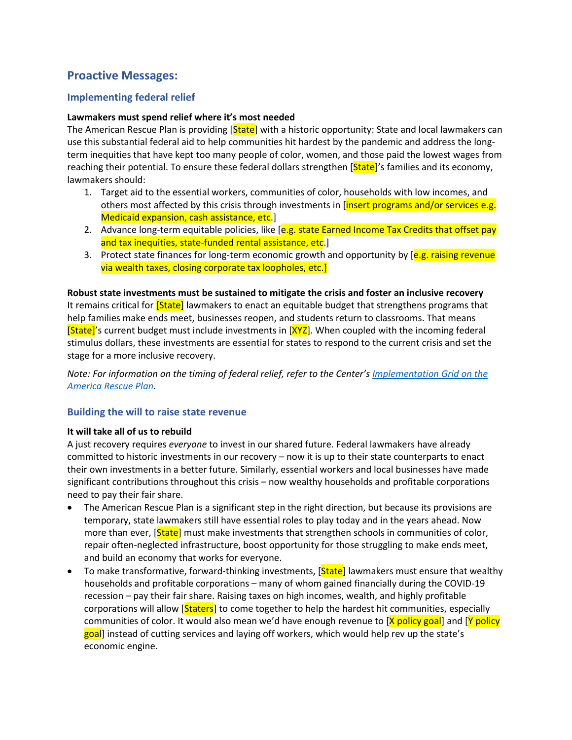## Proactive Messages:

### Implementing federal relief

**Lawmakers must spend relief where it's most needed**

The American Rescue Plan is providing [State] with a historic opportunity: State and local lawmakers can use this substantial federal aid to help communities hit hardest by the pandemic and address the long-term inequities that have kept too many people of color, women, and those paid the lowest wages from reaching their potential. To ensure these federal dollars strengthen [State]'s families and its economy, lawmakers should:

1. Target aid to the essential workers, communities of color, households with low incomes, and others most affected by this crisis through investments in [insert programs and/or services e.g. Medicaid expansion, cash assistance, etc.]
2. Advance long-term equitable policies, like [e.g. state Earned Income Tax Credits that offset pay and tax inequities, state-funded rental assistance, etc.]
3. Protect state finances for long-term economic growth and opportunity by [e.g. raising revenue via wealth taxes, closing corporate tax loopholes, etc.]

**Robust state investments must be sustained to mitigate the crisis and foster an inclusive recovery**

It remains critical for [State] lawmakers to enact an equitable budget that strengthens programs that help families make ends meet, businesses reopen, and students return to classrooms. That means [State]'s current budget must include investments in [XYZ]. When coupled with the incoming federal stimulus dollars, these investments are essential for states to respond to the current crisis and set the stage for a more inclusive recovery.

*Note: For information on the timing of federal relief, refer to the Center's Implementation Grid on the America Rescue Plan.*

### Building the will to raise state revenue

**It will take all of us to rebuild**

A just recovery requires *everyone* to invest in our shared future. Federal lawmakers have already committed to historic investments in our recovery – now it is up to their state counterparts to enact their own investments in a better future. Similarly, essential workers and local businesses have made significant contributions throughout this crisis – now wealthy households and profitable corporations need to pay their fair share.

- The American Rescue Plan is a significant step in the right direction, but because its provisions are temporary, state lawmakers still have essential roles to play today and in the years ahead. Now more than ever, [State] must make investments that strengthen schools in communities of color, repair often-neglected infrastructure, boost opportunity for those struggling to make ends meet, and build an economy that works for everyone.
- To make transformative, forward-thinking investments, [State] lawmakers must ensure that wealthy households and profitable corporations – many of whom gained financially during the COVID-19 recession – pay their fair share. Raising taxes on high incomes, wealth, and highly profitable corporations will allow [Staters] to come together to help the hardest hit communities, especially communities of color. It would also mean we'd have enough revenue to [X policy goal] and [Y policy goal] instead of cutting services and laying off workers, which would help rev up the state's economic engine.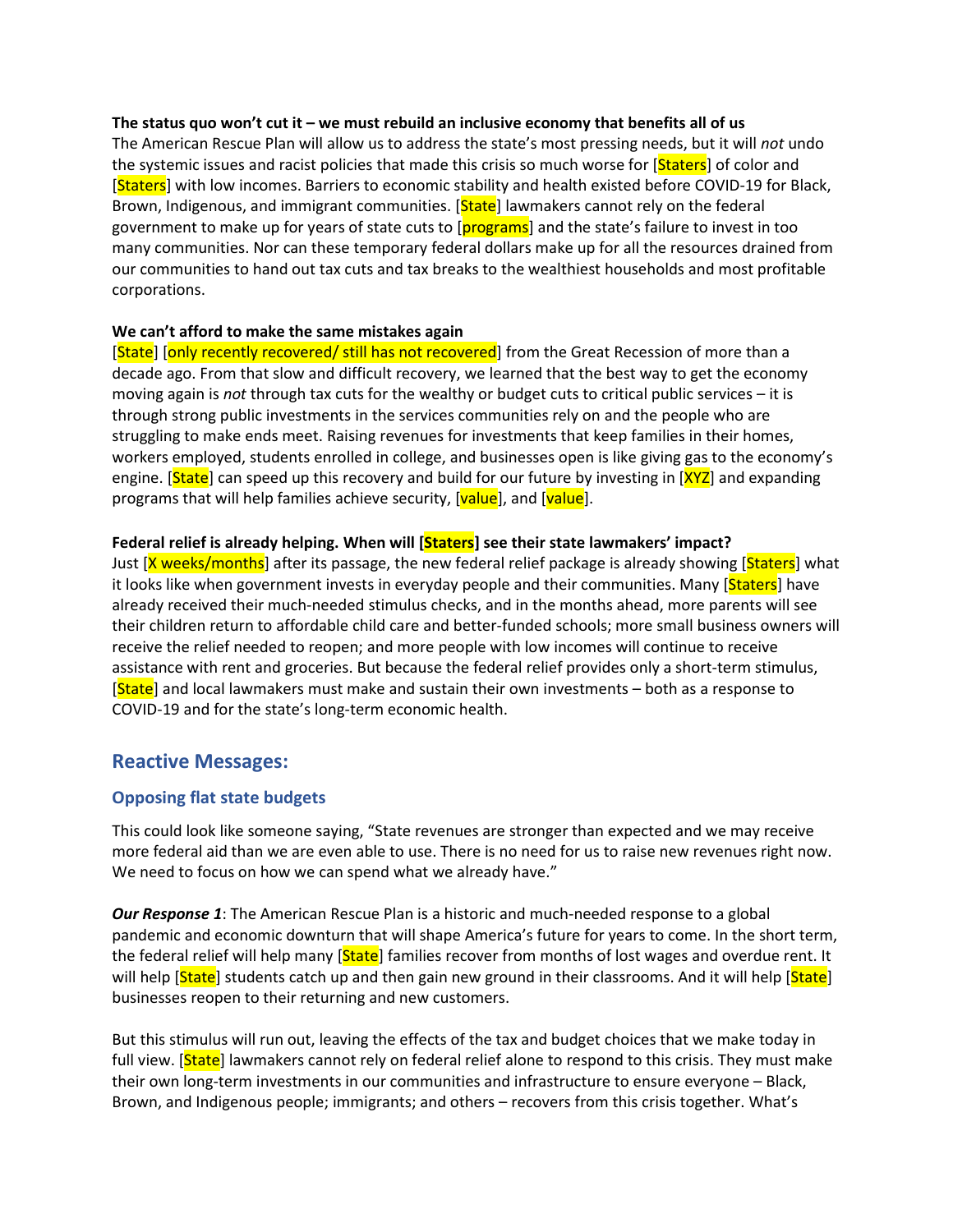**The status quo won't cut it – we must rebuild an inclusive economy that benefits all of us**

The American Rescue Plan will allow us to address the state's most pressing needs, but it will *not* undo the systemic issues and racist policies that made this crisis so much worse for [Staters] of color and [Staters] with low incomes. Barriers to economic stability and health existed before COVID-19 for Black, Brown, Indigenous, and immigrant communities. [State] lawmakers cannot rely on the federal government to make up for years of state cuts to [programs] and the state's failure to invest in too many communities. Nor can these temporary federal dollars make up for all the resources drained from our communities to hand out tax cuts and tax breaks to the wealthiest households and most profitable corporations.

**We can't afford to make the same mistakes again**

[State] [only recently recovered/ still has not recovered] from the Great Recession of more than a decade ago. From that slow and difficult recovery, we learned that the best way to get the economy moving again is *not* through tax cuts for the wealthy or budget cuts to critical public services – it is through strong public investments in the services communities rely on and the people who are struggling to make ends meet. Raising revenues for investments that keep families in their homes, workers employed, students enrolled in college, and businesses open is like giving gas to the economy's engine. [State] can speed up this recovery and build for our future by investing in [XYZ] and expanding programs that will help families achieve security, [value], and [value].

**Federal relief is already helping. When will [Staters] see their state lawmakers' impact?**

Just [X weeks/months] after its passage, the new federal relief package is already showing [Staters] what it looks like when government invests in everyday people and their communities. Many [Staters] have already received their much-needed stimulus checks, and in the months ahead, more parents will see their children return to affordable child care and better-funded schools; more small business owners will receive the relief needed to reopen; and more people with low incomes will continue to receive assistance with rent and groceries. But because the federal relief provides only a short-term stimulus, [State] and local lawmakers must make and sustain their own investments – both as a response to COVID-19 and for the state's long-term economic health.

## Reactive Messages:

### Opposing flat state budgets

This could look like someone saying, "State revenues are stronger than expected and we may receive more federal aid than we are even able to use. There is no need for us to raise new revenues right now. We need to focus on how we can spend what we already have."

***Our Response 1***: The American Rescue Plan is a historic and much-needed response to a global pandemic and economic downturn that will shape America's future for years to come. In the short term, the federal relief will help many [State] families recover from months of lost wages and overdue rent. It will help [State] students catch up and then gain new ground in their classrooms. And it will help [State] businesses reopen to their returning and new customers.

But this stimulus will run out, leaving the effects of the tax and budget choices that we make today in full view. [State] lawmakers cannot rely on federal relief alone to respond to this crisis. They must make their own long-term investments in our communities and infrastructure to ensure everyone – Black, Brown, and Indigenous people; immigrants; and others – recovers from this crisis together. What's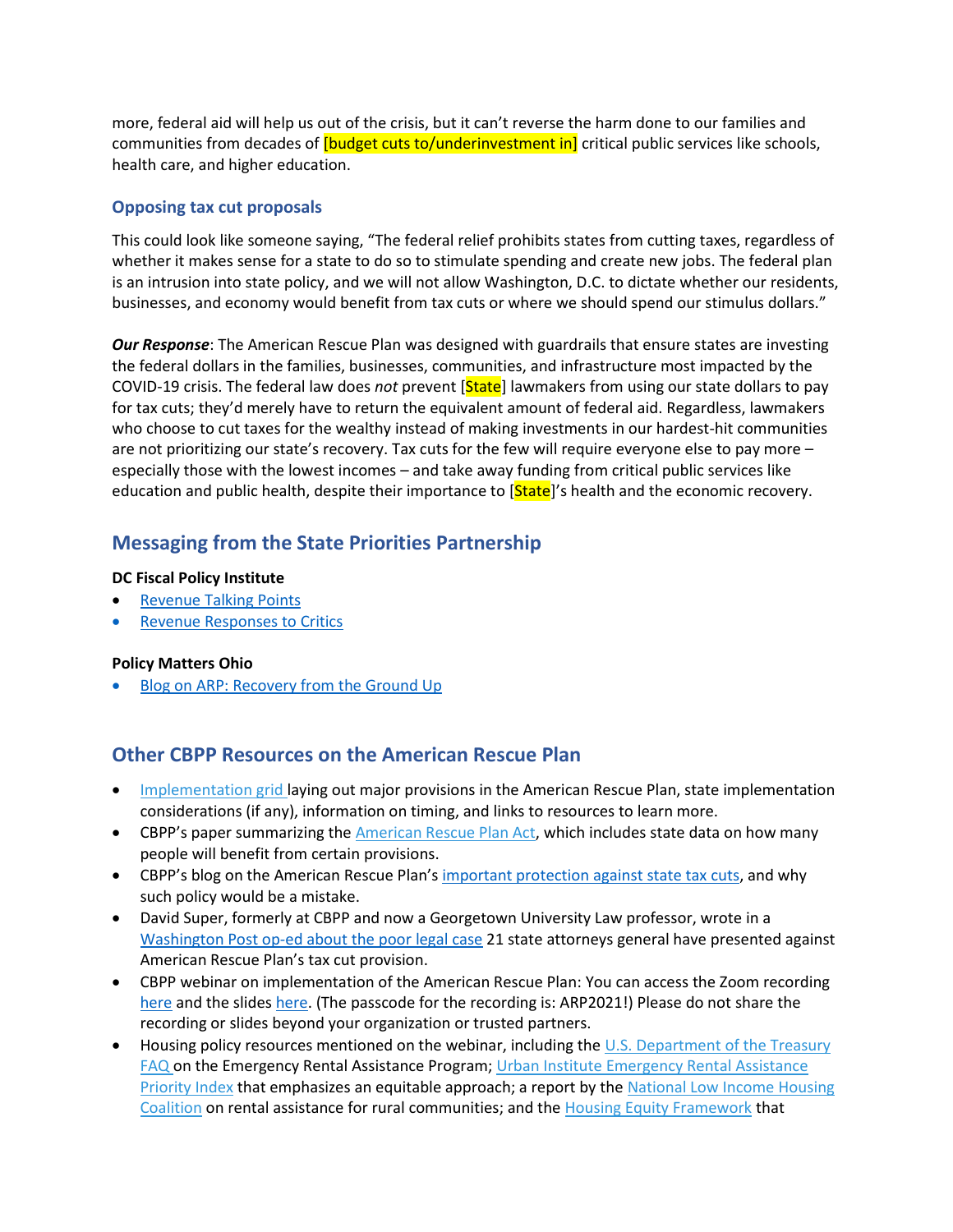more, federal aid will help us out of the crisis, but it can't reverse the harm done to our families and communities from decades of [budget cuts to/underinvestment in] critical public services like schools, health care, and higher education.

### Opposing tax cut proposals

This could look like someone saying, "The federal relief prohibits states from cutting taxes, regardless of whether it makes sense for a state to do so to stimulate spending and create new jobs. The federal plan is an intrusion into state policy, and we will not allow Washington, D.C. to dictate whether our residents, businesses, and economy would benefit from tax cuts or where we should spend our stimulus dollars."

***Our Response***: The American Rescue Plan was designed with guardrails that ensure states are investing the federal dollars in the families, businesses, communities, and infrastructure most impacted by the COVID-19 crisis. The federal law does *not* prevent [State] lawmakers from using our state dollars to pay for tax cuts; they'd merely have to return the equivalent amount of federal aid. Regardless, lawmakers who choose to cut taxes for the wealthy instead of making investments in our hardest-hit communities are not prioritizing our state's recovery. Tax cuts for the few will require everyone else to pay more – especially those with the lowest incomes – and take away funding from critical public services like education and public health, despite their importance to [State]'s health and the economic recovery.

## Messaging from the State Priorities Partnership

**DC Fiscal Policy Institute**

- Revenue Talking Points
- Revenue Responses to Critics

**Policy Matters Ohio**

- Blog on ARP: Recovery from the Ground Up

## Other CBPP Resources on the American Rescue Plan

- Implementation grid laying out major provisions in the American Rescue Plan, state implementation considerations (if any), information on timing, and links to resources to learn more.
- CBPP's paper summarizing the American Rescue Plan Act, which includes state data on how many people will benefit from certain provisions.
- CBPP's blog on the American Rescue Plan's important protection against state tax cuts, and why such policy would be a mistake.
- David Super, formerly at CBPP and now a Georgetown University Law professor, wrote in a Washington Post op-ed about the poor legal case 21 state attorneys general have presented against American Rescue Plan's tax cut provision.
- CBPP webinar on implementation of the American Rescue Plan: You can access the Zoom recording here and the slides here. (The passcode for the recording is: ARP2021!) Please do not share the recording or slides beyond your organization or trusted partners.
- Housing policy resources mentioned on the webinar, including the U.S. Department of the Treasury FAQ on the Emergency Rental Assistance Program; Urban Institute Emergency Rental Assistance Priority Index that emphasizes an equitable approach; a report by the National Low Income Housing Coalition on rental assistance for rural communities; and the Housing Equity Framework that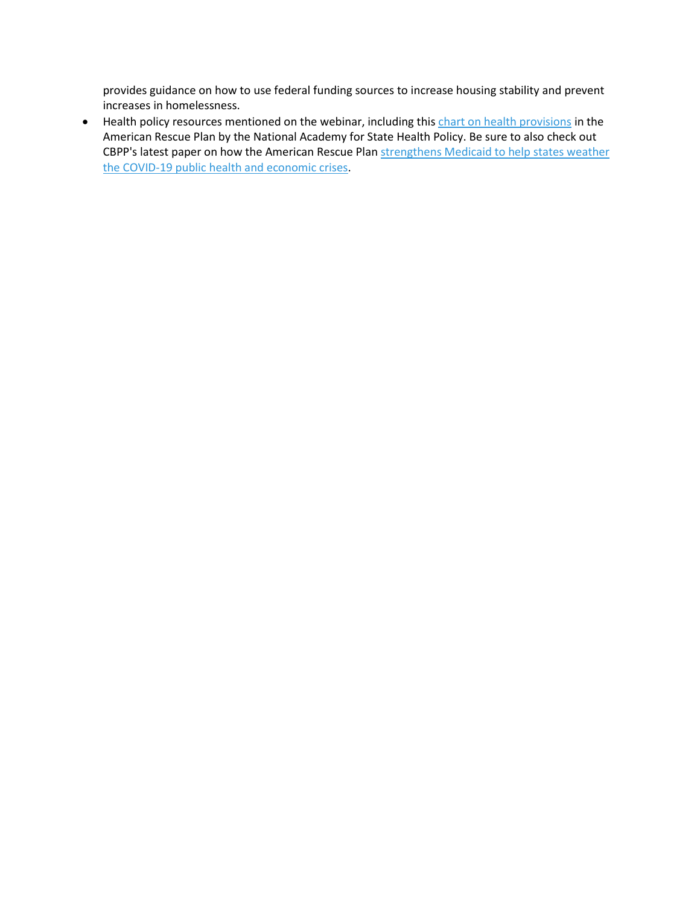provides guidance on how to use federal funding sources to increase housing stability and prevent increases in homelessness.

- Health policy resources mentioned on the webinar, including this chart on health provisions in the American Rescue Plan by the National Academy for State Health Policy. Be sure to also check out CBPP's latest paper on how the American Rescue Plan strengthens Medicaid to help states weather the COVID-19 public health and economic crises.